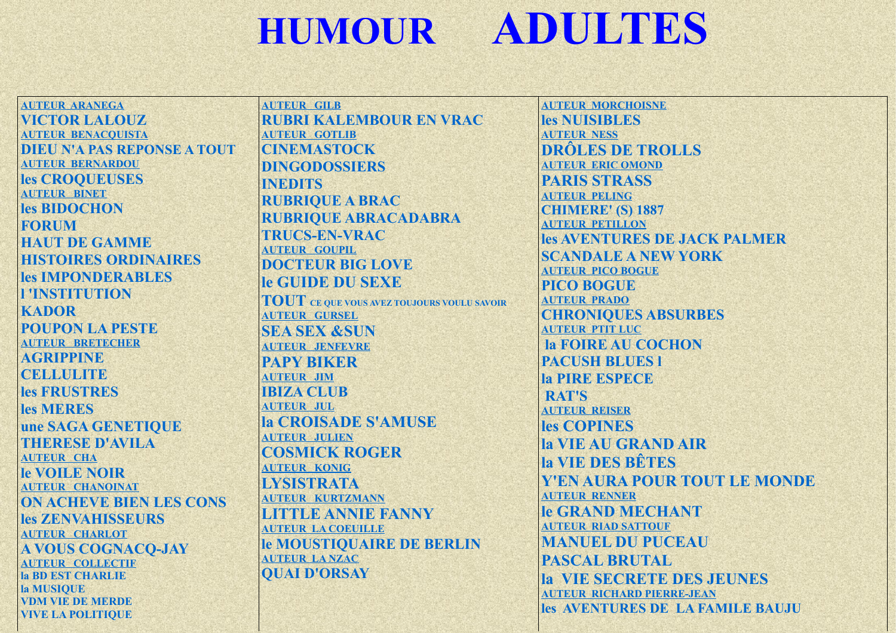# HUMOUR ADULTES

AUTEUR ARANEGA

**VICTOR LALOUZ**

AUTEUR BENACQUISTA

**DIEU N'A PAS REPONSE A TOUT**

AUTEUR BERNARDOU

**les CROQUEUSES**

AUTEUR BINET

**les BIDOCHON**

**FORUM**

**HAUT DE GAMME**

**HISTOIRES ORDINAIRES**

**les IMPONDERABLES**

**l 'INSTITUTION**

**KADOR**

**POUPON LA PESTE**

AUTEUR BRETECHER

**AGRIPPINE**

**CELLULITE**

**les FRUSTRES**

**les MERES**

**une SAGA GENETIQUE**

**THERESE D'AVILA**

AUTEUR CHA

**le VOILE NOIR**

AUTEUR CHANOINAT

**ON ACHEVE BIEN LES CONS**

**les ZENVAHISSEURS**

AUTEUR CHARLOT

**A VOUS COGNACQ-JAY**

AUTEUR COLLECTIF

**la BD EST CHARLIE**

**la MUSIQUE**

**VDM VIE DE MERDE**

**VIVE LA POLITIQUE**

AUTEUR GILB

**RUBRI KALEMBOUR EN VRAC**

AUTEUR GOTLIB

**CINEMASTOCK**

**DINGODOSSIERS**

**INEDITS**

**RUBRIQUE A BRAC**

**RUBRIQUE ABRACADABRA**

**TRUCS-EN-VRAC**

AUTEUR GOUPIL

**DOCTEUR BIG LOVE**

**le GUIDE DU SEXE**

**TOUT CE QUE VOUS AVEZ TOUJOURS VOULU SAVOIR**

AUTEUR GURSEL

**SEA SEX &SUN**

AUTEUR JENFEVRE

**PAPY BIKER**

AUTEUR JIM

**IBIZA CLUB**

AUTEUR JUL

**la CROISADE S'AMUSE**

AUTEUR JULIEN

**COSMICK ROGER**

AUTEUR KONIG

**LYSISTRATA**

AUTEUR KURTZMANN

**LITTLE ANNIE FANNY**

AUTEUR LA COEUILLE

**le MOUSTIQUAIRE DE BERLIN**

AUTEUR LANZAC

**QUAI D'ORSAY**

AUTEUR MORCHOISNE

**les NUISIBLES**

AUTEUR NESS

**DRÔLES DE TROLLS**

AUTEUR ERIC OMOND

**PARIS STRASS**

AUTEUR PELING

**CHIMERE' (S) 1887**

AUTEUR PETILLON

**les AVENTURES DE JACK PALMER**

**SCANDALE A NEW YORK**

AUTEUR PICO BOGUE

**PICO BOGUE**

AUTEUR PRADO

**CHRONIQUES ABSURBES**

AUTEUR PTIT LUC

**la FOIRE AU COCHON**

**PACUSH BLUES l**

**la PIRE ESPECE**

**RAT'S**

AUTEUR REISER

**les COPINES**

**la VIE AU GRAND AIR**

**la VIE DES BÊTES**

**Y'EN AURA POUR TOUT LE MONDE**

AUTEUR RENNER

**le GRAND MECHANT**

AUTEUR RIAD SATTOUF

**MANUEL DU PUCEAU**

**PASCAL BRUTAL**

**la VIE SECRETE DES JEUNES**

AUTEUR RICHARD PIERRE-JEAN

**les AVENTURES DE LA FAMILE BAUJU**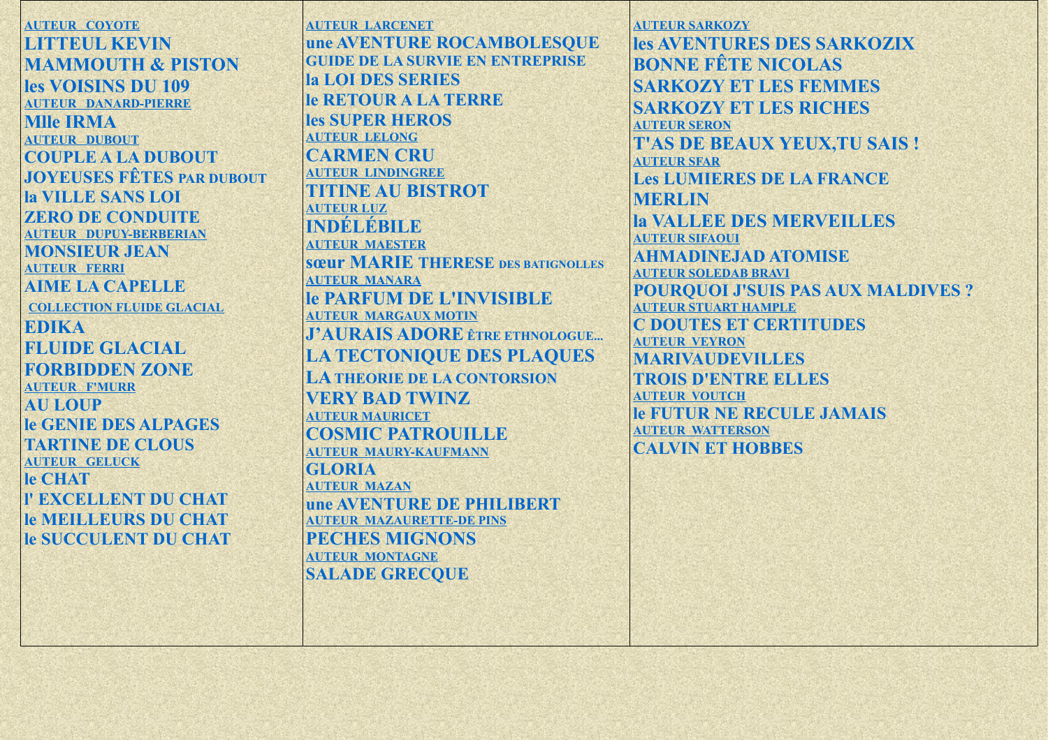**AUTEUR COYOTE**

**LITTEUL KEVIN**

**MAMMOUTH & PISTON**

**les VOISINS DU 109**

**AUTEUR DANARD-PIERRE**

**Mlle IRMA**

**AUTEUR DUBOUT**

**COUPLE A LA DUBOUT**

**JOYEUSES FÊTES PAR DUBOUT**

**la VILLE SANS LOI**

**ZERO DE CONDUITE**

**AUTEUR DUPUY-BERBERIAN**

**MONSIEUR JEAN**

**AUTEUR FERRI**

**AIME LA CAPELLE**

**COLLECTION FLUIDE GLACIAL**

**EDIKA**

**FLUIDE GLACIAL**

**FORBIDDEN ZONE**

**AUTEUR F'MURR**

**AU LOUP**

**le GENIE DES ALPAGES**

**TARTINE DE CLOUS**

**AUTEUR GELUCK**

**le CHAT**

**l' EXCELLENT DU CHAT**

**le MEILLEURS DU CHAT**

**le SUCCULENT DU CHAT**

**AUTEUR LARCENET**

**une AVENTURE ROCAMBOLESQUE**

**GUIDE DE LA SURVIE EN ENTREPRISE**

**la LOI DES SERIES**

**le RETOUR A LA TERRE**

**les SUPER HEROS**

**AUTEUR LELONG**

**CARMEN CRU**

**AUTEUR LINDINGREE**

**TITINE AU BISTROT**

**AUTEUR LUZ**

**INDÉLÉBILE**

**AUTEUR MAESTER**

**sœur MARIE THERESE DES BATIGNOLLES**

**AUTEUR MANARA**

**le PARFUM DE L'INVISIBLE**

**AUTEUR MARGAUX MOTIN**

**J'AURAIS ADORE ÊTRE ETHNOLOGUE...**

**LA TECTONIQUE DES PLAQUES**

**LA THEORIE DE LA CONTORSION**

**VERY BAD TWINZ**

**AUTEUR MAURICET**

**COSMIC PATROUILLE**

**AUTEUR MAURY-KAUFMANN**

**GLORIA**

**AUTEUR MAZAN**

**une AVENTURE DE PHILIBERT**

**AUTEUR MAZAURETTE-DE PINS**

**PECHES MIGNONS**

**AUTEUR MONTAGNE**

**SALADE GRECQUE**

**AUTEUR SARKOZY**

**les AVENTURES DES SARKOZIX**

**BONNE FÊTE NICOLAS**

**SARKOZY ET LES FEMMES**

**SARKOZY ET LES RICHES**

**AUTEUR SERON**

**T'AS DE BEAUX YEUX,TU SAIS !**

**AUTEUR SFAR**

**Les LUMIERES DE LA FRANCE**

**MERLIN**

**la VALLEE DES MERVEILLES**

**AUTEUR SIFAOUI**

**AHMADINEJAD ATOMISE**

**AUTEUR SOLEDAB BRAVI**

**POURQUOI J'SUIS PAS AUX MALDIVES ?**

**AUTEUR STUART HAMPLE**

**C DOUTES ET CERTITUDES**

**AUTEUR VEYRON**

**MARIVAUDEVILLES**

**TROIS D'ENTRE ELLES**

**AUTEUR VOUTCH**

**le FUTUR NE RECULE JAMAIS**

**AUTEUR WATTERSON**

**CALVIN ET HOBBES**